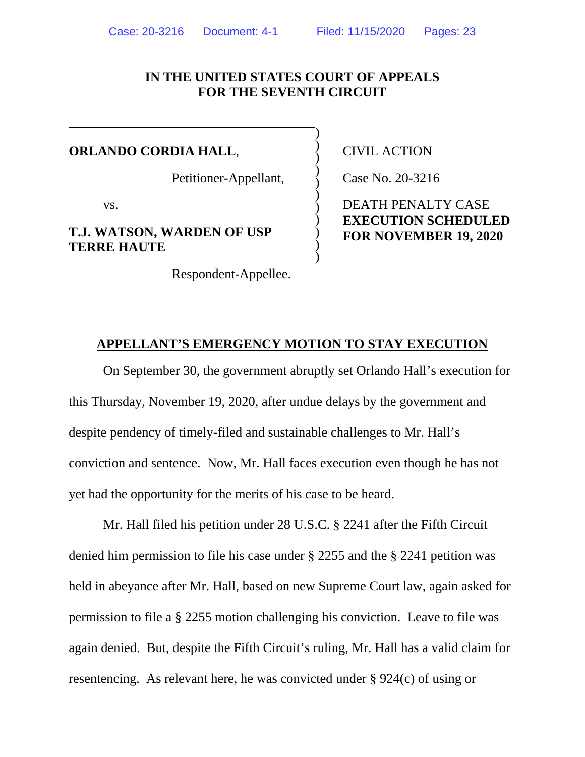**IN THE UNITED STATES COURT OF APPEALS**
**FOR THE SEVENTH CIRCUIT**

| | |
|---|---|
| **ORLANDO CORDIA HALL**, | CIVIL ACTION |
| Petitioner-Appellant, | Case No. 20-3216 |
| vs. | DEATH PENALTY CASE **EXECUTION SCHEDULED FOR NOVEMBER 19, 2020** |
| **T.J. WATSON, WARDEN OF USP TERRE HAUTE** | |
| Respondent-Appellee. | |

## APPELLANT'S EMERGENCY MOTION TO STAY EXECUTION

On September 30, the government abruptly set Orlando Hall's execution for this Thursday, November 19, 2020, after undue delays by the government and despite pendency of timely-filed and sustainable challenges to Mr. Hall's conviction and sentence. Now, Mr. Hall faces execution even though he has not yet had the opportunity for the merits of his case to be heard.

Mr. Hall filed his petition under 28 U.S.C. § 2241 after the Fifth Circuit denied him permission to file his case under § 2255 and the § 2241 petition was held in abeyance after Mr. Hall, based on new Supreme Court law, again asked for permission to file a § 2255 motion challenging his conviction. Leave to file was again denied. But, despite the Fifth Circuit's ruling, Mr. Hall has a valid claim for resentencing. As relevant here, he was convicted under § 924(c) of using or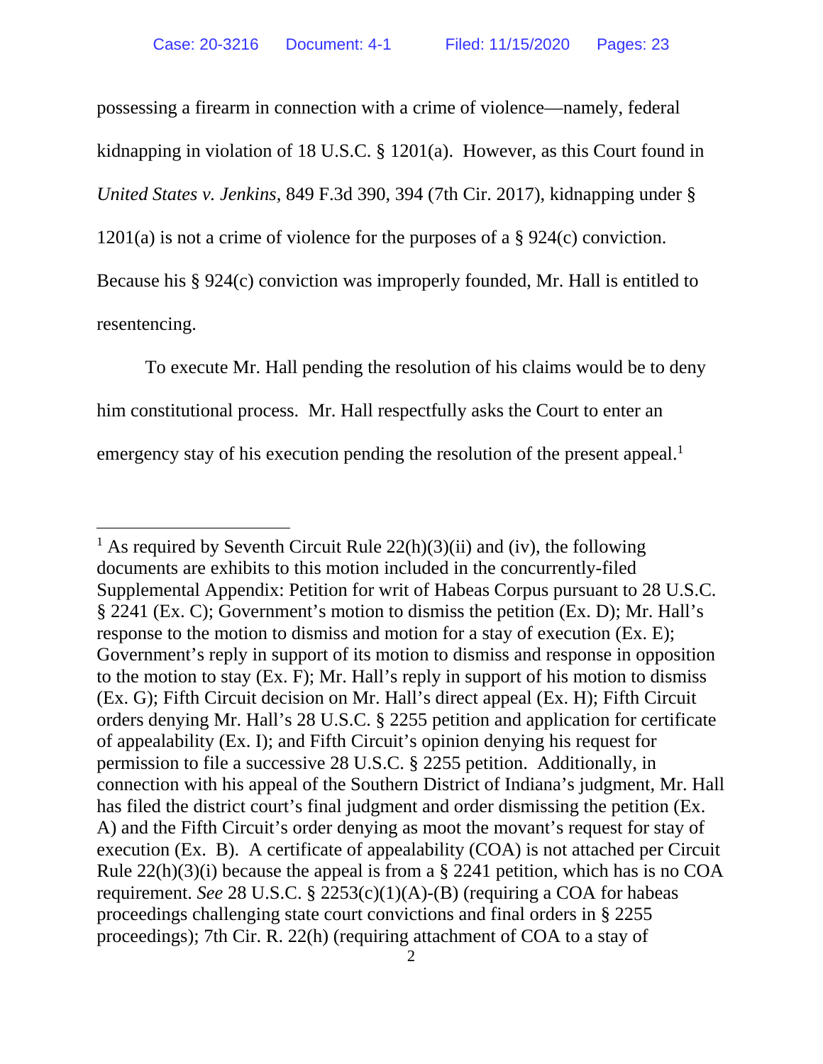possessing a firearm in connection with a crime of violence—namely, federal kidnapping in violation of 18 U.S.C. § 1201(a). However, as this Court found in *United States v. Jenkins*, 849 F.3d 390, 394 (7th Cir. 2017), kidnapping under § 1201(a) is not a crime of violence for the purposes of a § 924(c) conviction. Because his § 924(c) conviction was improperly founded, Mr. Hall is entitled to resentencing.

To execute Mr. Hall pending the resolution of his claims would be to deny him constitutional process. Mr. Hall respectfully asks the Court to enter an emergency stay of his execution pending the resolution of the present appeal.[1]

---

[1] As required by Seventh Circuit Rule 22(h)(3)(ii) and (iv), the following documents are exhibits to this motion included in the concurrently-filed Supplemental Appendix: Petition for writ of Habeas Corpus pursuant to 28 U.S.C. § 2241 (Ex. C); Government's motion to dismiss the petition (Ex. D); Mr. Hall's response to the motion to dismiss and motion for a stay of execution (Ex. E); Government's reply in support of its motion to dismiss and response in opposition to the motion to stay (Ex. F); Mr. Hall's reply in support of his motion to dismiss (Ex. G); Fifth Circuit decision on Mr. Hall's direct appeal (Ex. H); Fifth Circuit orders denying Mr. Hall's 28 U.S.C. § 2255 petition and application for certificate of appealability (Ex. I); and Fifth Circuit's opinion denying his request for permission to file a successive 28 U.S.C. § 2255 petition. Additionally, in connection with his appeal of the Southern District of Indiana's judgment, Mr. Hall has filed the district court's final judgment and order dismissing the petition (Ex. A) and the Fifth Circuit's order denying as moot the movant's request for stay of execution (Ex. B). A certificate of appealability (COA) is not attached per Circuit Rule 22(h)(3)(i) because the appeal is from a § 2241 petition, which has is no COA requirement. *See* 28 U.S.C. § 2253(c)(1)(A)-(B) (requiring a COA for habeas proceedings challenging state court convictions and final orders in § 2255 proceedings); 7th Cir. R. 22(h) (requiring attachment of COA to a stay of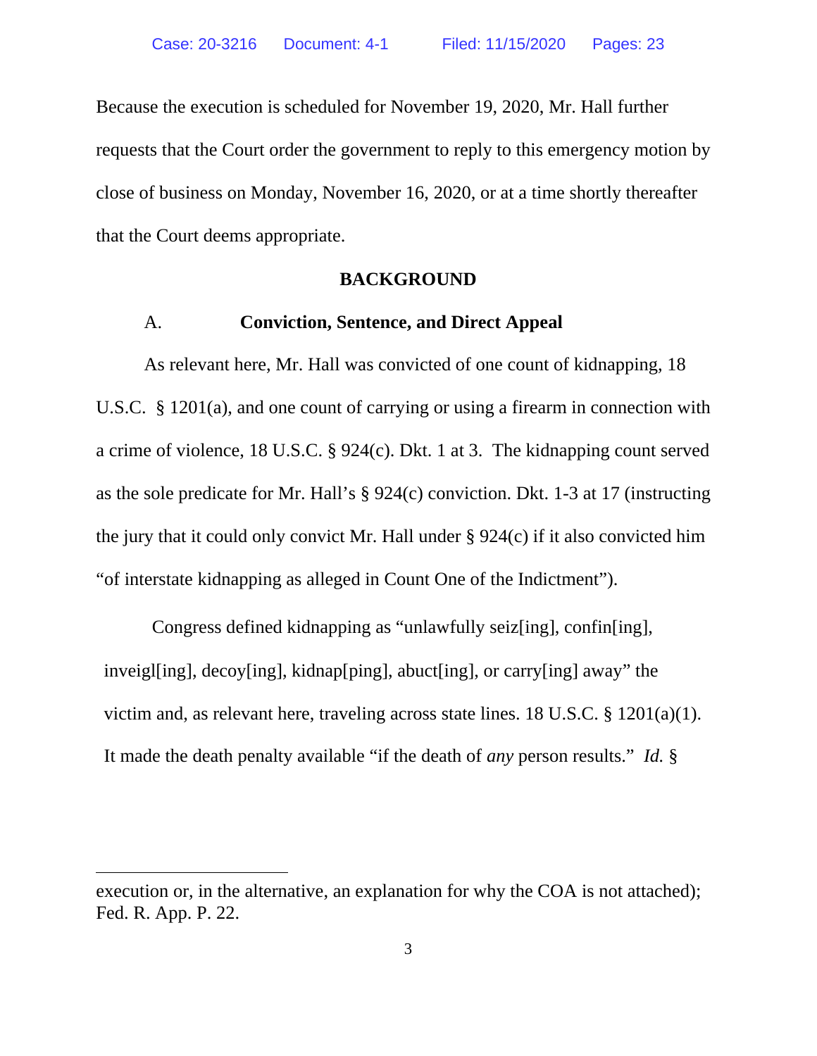Because the execution is scheduled for November 19, 2020, Mr. Hall further requests that the Court order the government to reply to this emergency motion by close of business on Monday, November 16, 2020, or at a time shortly thereafter that the Court deems appropriate.

## BACKGROUND

### A. Conviction, Sentence, and Direct Appeal

As relevant here, Mr. Hall was convicted of one count of kidnapping, 18 U.S.C. § 1201(a), and one count of carrying or using a firearm in connection with a crime of violence, 18 U.S.C. § 924(c). Dkt. 1 at 3. The kidnapping count served as the sole predicate for Mr. Hall's § 924(c) conviction. Dkt. 1-3 at 17 (instructing the jury that it could only convict Mr. Hall under § 924(c) if it also convicted him "of interstate kidnapping as alleged in Count One of the Indictment").

Congress defined kidnapping as "unlawfully seiz[ing], confin[ing], inveigl[ing], decoy[ing], kidnap[ping], abuct[ing], or carry[ing] away" the victim and, as relevant here, traveling across state lines. 18 U.S.C. § 1201(a)(1). It made the death penalty available "if the death of *any* person results." *Id.* §

execution or, in the alternative, an explanation for why the COA is not attached); Fed. R. App. P. 22.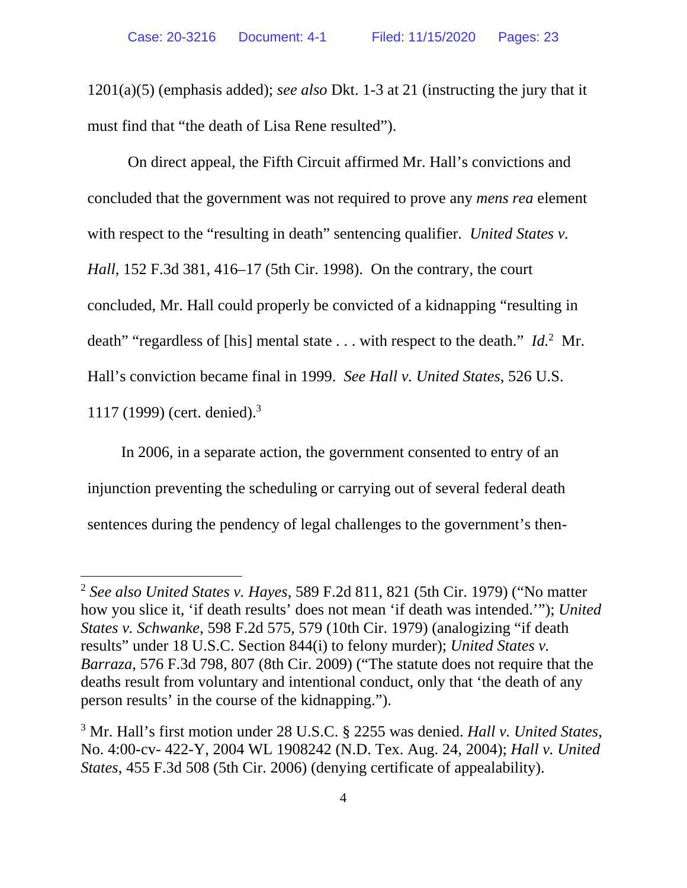1201(a)(5) (emphasis added); *see also* Dkt. 1-3 at 21 (instructing the jury that it must find that "the death of Lisa Rene resulted").

On direct appeal, the Fifth Circuit affirmed Mr. Hall's convictions and concluded that the government was not required to prove any *mens rea* element with respect to the "resulting in death" sentencing qualifier. *United States v. Hall*, 152 F.3d 381, 416–17 (5th Cir. 1998). On the contrary, the court concluded, Mr. Hall could properly be convicted of a kidnapping "resulting in death" "regardless of [his] mental state . . . with respect to the death." *Id.*[2] Mr. Hall's conviction became final in 1999. *See Hall v. United States*, 526 U.S. 1117 (1999) (cert. denied).[3]

In 2006, in a separate action, the government consented to entry of an injunction preventing the scheduling or carrying out of several federal death sentences during the pendency of legal challenges to the government's then-

---

[2] *See also United States v. Hayes*, 589 F.2d 811, 821 (5th Cir. 1979) ("No matter how you slice it, 'if death results' does not mean 'if death was intended.'"); *United States v. Schwanke*, 598 F.2d 575, 579 (10th Cir. 1979) (analogizing "if death results" under 18 U.S.C. Section 844(i) to felony murder); *United States v. Barraza*, 576 F.3d 798, 807 (8th Cir. 2009) ("The statute does not require that the deaths result from voluntary and intentional conduct, only that 'the death of any person results' in the course of the kidnapping.").

[3] Mr. Hall's first motion under 28 U.S.C. § 2255 was denied. *Hall v. United States*, No. 4:00-cv- 422-Y, 2004 WL 1908242 (N.D. Tex. Aug. 24, 2004); *Hall v. United States*, 455 F.3d 508 (5th Cir. 2006) (denying certificate of appealability).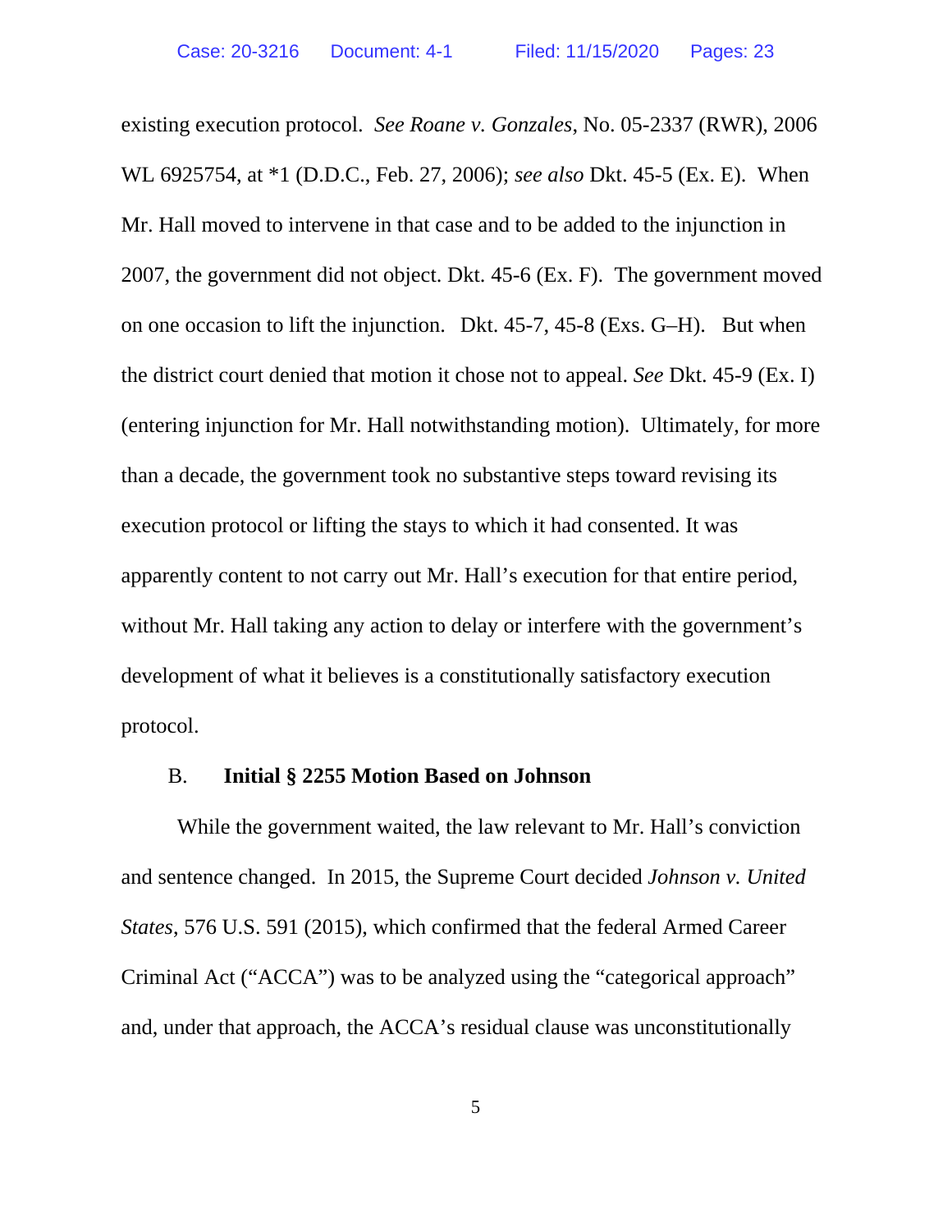existing execution protocol. *See Roane v. Gonzales*, No. 05-2337 (RWR), 2006 WL 6925754, at *1 (D.D.C., Feb. 27, 2006); *see also* Dkt. 45-5 (Ex. E). When Mr. Hall moved to intervene in that case and to be added to the injunction in 2007, the government did not object. Dkt. 45-6 (Ex. F). The government moved on one occasion to lift the injunction. Dkt. 45-7, 45-8 (Exs. G–H). But when the district court denied that motion it chose not to appeal. *See* Dkt. 45-9 (Ex. I) (entering injunction for Mr. Hall notwithstanding motion). Ultimately, for more than a decade, the government took no substantive steps toward revising its execution protocol or lifting the stays to which it had consented. It was apparently content to not carry out Mr. Hall's execution for that entire period, without Mr. Hall taking any action to delay or interfere with the government's development of what it believes is a constitutionally satisfactory execution protocol.

### B. Initial § 2255 Motion Based on Johnson

While the government waited, the law relevant to Mr. Hall's conviction and sentence changed. In 2015, the Supreme Court decided *Johnson v. United States*, 576 U.S. 591 (2015), which confirmed that the federal Armed Career Criminal Act ("ACCA") was to be analyzed using the "categorical approach" and, under that approach, the ACCA's residual clause was unconstitutionally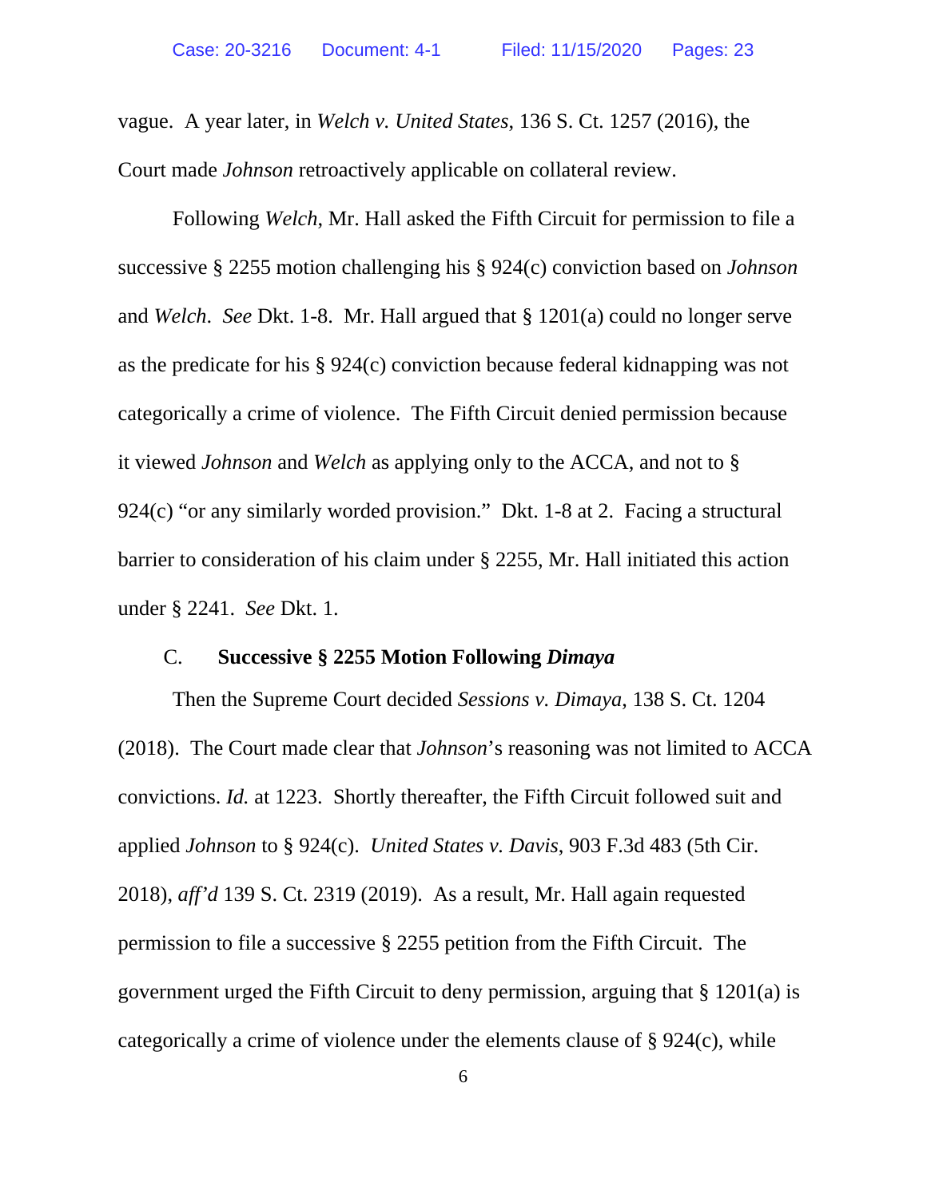vague. A year later, in *Welch v. United States*, 136 S. Ct. 1257 (2016), the Court made *Johnson* retroactively applicable on collateral review.

Following *Welch*, Mr. Hall asked the Fifth Circuit for permission to file a successive § 2255 motion challenging his § 924(c) conviction based on *Johnson* and *Welch*. *See* Dkt. 1-8. Mr. Hall argued that § 1201(a) could no longer serve as the predicate for his § 924(c) conviction because federal kidnapping was not categorically a crime of violence. The Fifth Circuit denied permission because it viewed *Johnson* and *Welch* as applying only to the ACCA, and not to § 924(c) "or any similarly worded provision." Dkt. 1-8 at 2. Facing a structural barrier to consideration of his claim under § 2255, Mr. Hall initiated this action under § 2241. *See* Dkt. 1.

### C. Successive § 2255 Motion Following *Dimaya*

Then the Supreme Court decided *Sessions v. Dimaya*, 138 S. Ct. 1204 (2018). The Court made clear that *Johnson*'s reasoning was not limited to ACCA convictions. *Id.* at 1223. Shortly thereafter, the Fifth Circuit followed suit and applied *Johnson* to § 924(c). *United States v. Davis*, 903 F.3d 483 (5th Cir. 2018), *aff'd* 139 S. Ct. 2319 (2019). As a result, Mr. Hall again requested permission to file a successive § 2255 petition from the Fifth Circuit. The government urged the Fifth Circuit to deny permission, arguing that § 1201(a) is categorically a crime of violence under the elements clause of § 924(c), while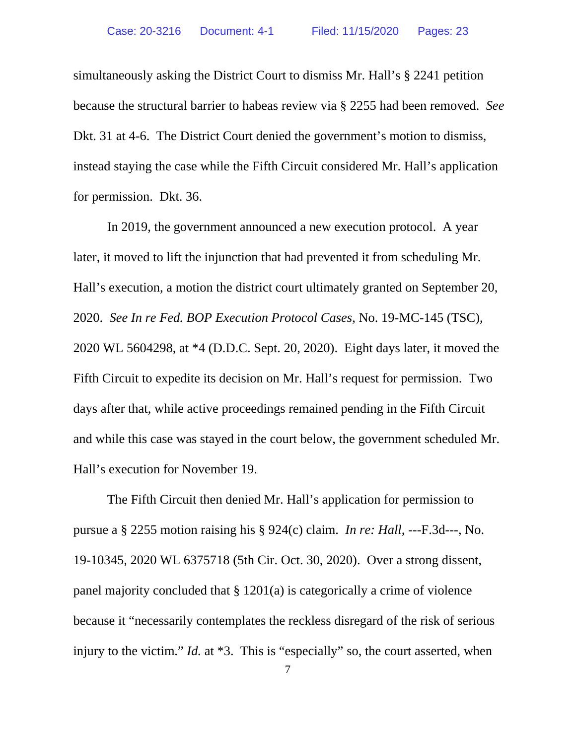simultaneously asking the District Court to dismiss Mr. Hall's § 2241 petition because the structural barrier to habeas review via § 2255 had been removed. *See* Dkt. 31 at 4-6. The District Court denied the government's motion to dismiss, instead staying the case while the Fifth Circuit considered Mr. Hall's application for permission. Dkt. 36.

In 2019, the government announced a new execution protocol. A year later, it moved to lift the injunction that had prevented it from scheduling Mr. Hall's execution, a motion the district court ultimately granted on September 20, 2020. *See In re Fed. BOP Execution Protocol Cases*, No. 19-MC-145 (TSC), 2020 WL 5604298, at *4 (D.D.C. Sept. 20, 2020). Eight days later, it moved the Fifth Circuit to expedite its decision on Mr. Hall's request for permission. Two days after that, while active proceedings remained pending in the Fifth Circuit and while this case was stayed in the court below, the government scheduled Mr. Hall's execution for November 19.

The Fifth Circuit then denied Mr. Hall's application for permission to pursue a § 2255 motion raising his § 924(c) claim. *In re: Hall*, ---F.3d---, No. 19-10345, 2020 WL 6375718 (5th Cir. Oct. 30, 2020). Over a strong dissent, panel majority concluded that § 1201(a) is categorically a crime of violence because it "necessarily contemplates the reckless disregard of the risk of serious injury to the victim." *Id.* at *3. This is "especially" so, the court asserted, when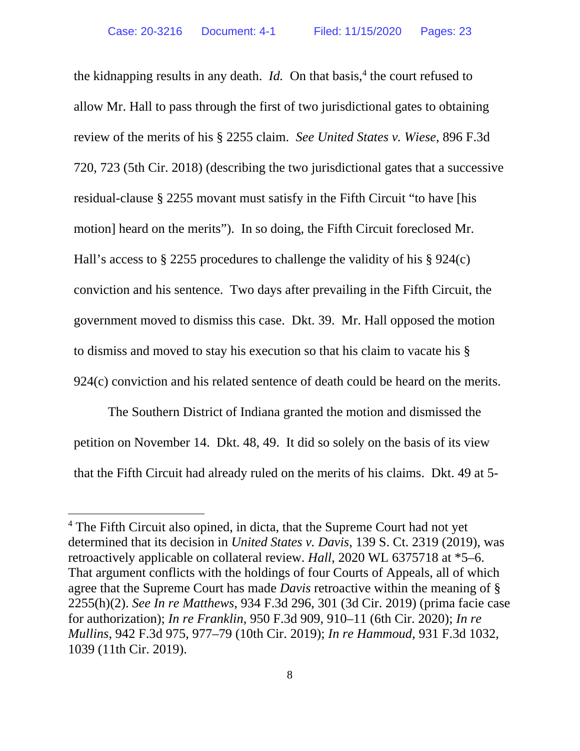the kidnapping results in any death. *Id.* On that basis,[4] the court refused to allow Mr. Hall to pass through the first of two jurisdictional gates to obtaining review of the merits of his § 2255 claim. *See United States v. Wiese*, 896 F.3d 720, 723 (5th Cir. 2018) (describing the two jurisdictional gates that a successive residual-clause § 2255 movant must satisfy in the Fifth Circuit "to have [his motion] heard on the merits"). In so doing, the Fifth Circuit foreclosed Mr. Hall's access to § 2255 procedures to challenge the validity of his § 924(c) conviction and his sentence. Two days after prevailing in the Fifth Circuit, the government moved to dismiss this case. Dkt. 39. Mr. Hall opposed the motion to dismiss and moved to stay his execution so that his claim to vacate his § 924(c) conviction and his related sentence of death could be heard on the merits.

The Southern District of Indiana granted the motion and dismissed the petition on November 14. Dkt. 48, 49. It did so solely on the basis of its view that the Fifth Circuit had already ruled on the merits of his claims. Dkt. 49 at 5-

---

[4] The Fifth Circuit also opined, in dicta, that the Supreme Court had not yet determined that its decision in *United States v. Davis*, 139 S. Ct. 2319 (2019), was retroactively applicable on collateral review. *Hall*, 2020 WL 6375718 at *5–6. That argument conflicts with the holdings of four Courts of Appeals, all of which agree that the Supreme Court has made *Davis* retroactive within the meaning of § 2255(h)(2). *See In re Matthews*, 934 F.3d 296, 301 (3d Cir. 2019) (prima facie case for authorization); *In re Franklin*, 950 F.3d 909, 910–11 (6th Cir. 2020); *In re Mullins*, 942 F.3d 975, 977–79 (10th Cir. 2019); *In re Hammoud*, 931 F.3d 1032, 1039 (11th Cir. 2019).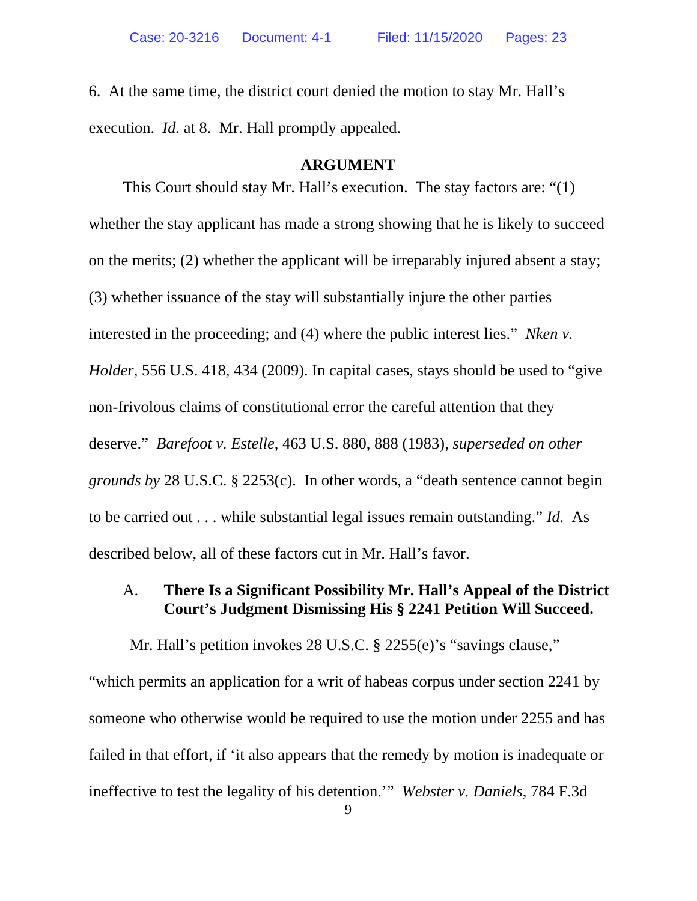6. At the same time, the district court denied the motion to stay Mr. Hall's execution. *Id.* at 8. Mr. Hall promptly appealed.

## ARGUMENT

This Court should stay Mr. Hall's execution. The stay factors are: "(1) whether the stay applicant has made a strong showing that he is likely to succeed on the merits; (2) whether the applicant will be irreparably injured absent a stay; (3) whether issuance of the stay will substantially injure the other parties interested in the proceeding; and (4) where the public interest lies." *Nken v. Holder*, 556 U.S. 418, 434 (2009). In capital cases, stays should be used to "give non-frivolous claims of constitutional error the careful attention that they deserve." *Barefoot v. Estelle*, 463 U.S. 880, 888 (1983), *superseded on other grounds by* 28 U.S.C. § 2253(c). In other words, a "death sentence cannot begin to be carried out . . . while substantial legal issues remain outstanding." *Id.* As described below, all of these factors cut in Mr. Hall's favor.

### A. There Is a Significant Possibility Mr. Hall's Appeal of the District Court's Judgment Dismissing His § 2241 Petition Will Succeed.

Mr. Hall's petition invokes 28 U.S.C. § 2255(e)'s "savings clause," "which permits an application for a writ of habeas corpus under section 2241 by someone who otherwise would be required to use the motion under 2255 and has failed in that effort, if 'it also appears that the remedy by motion is inadequate or ineffective to test the legality of his detention.'" *Webster v. Daniels*, 784 F.3d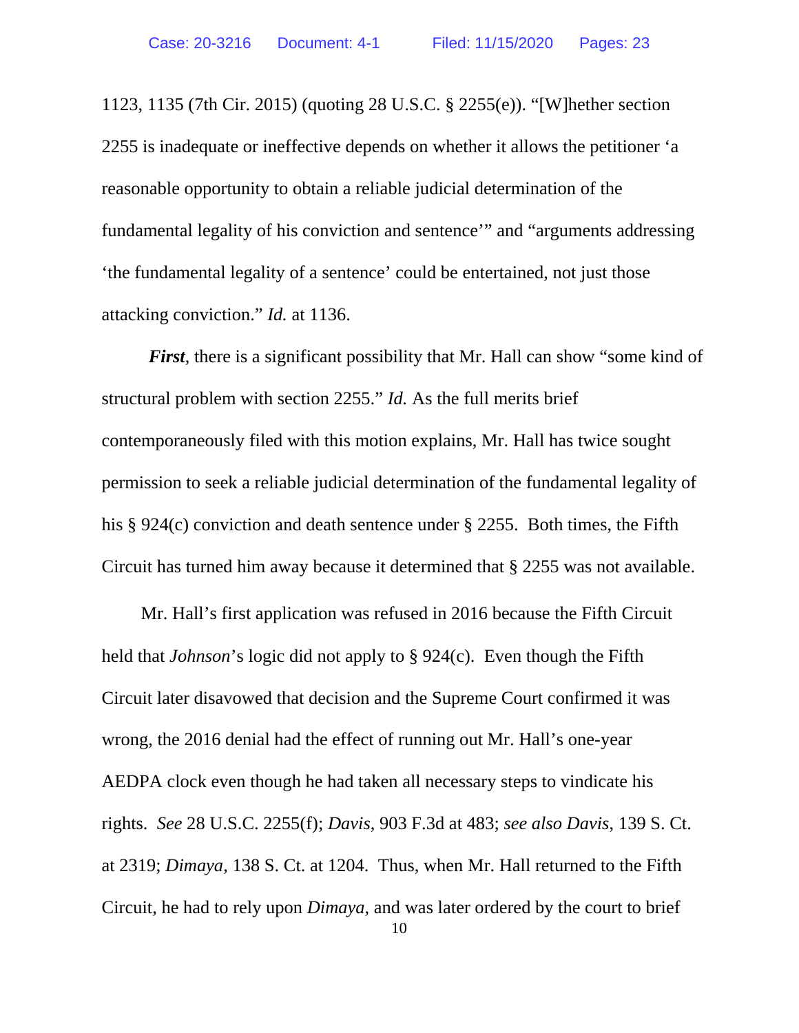1123, 1135 (7th Cir. 2015) (quoting 28 U.S.C. § 2255(e)). "[W]hether section 2255 is inadequate or ineffective depends on whether it allows the petitioner 'a reasonable opportunity to obtain a reliable judicial determination of the fundamental legality of his conviction and sentence'" and "arguments addressing 'the fundamental legality of a sentence' could be entertained, not just those attacking conviction." *Id.* at 1136.

***First***, there is a significant possibility that Mr. Hall can show "some kind of structural problem with section 2255." *Id.* As the full merits brief contemporaneously filed with this motion explains, Mr. Hall has twice sought permission to seek a reliable judicial determination of the fundamental legality of his § 924(c) conviction and death sentence under § 2255. Both times, the Fifth Circuit has turned him away because it determined that § 2255 was not available.

Mr. Hall's first application was refused in 2016 because the Fifth Circuit held that *Johnson*'s logic did not apply to § 924(c). Even though the Fifth Circuit later disavowed that decision and the Supreme Court confirmed it was wrong, the 2016 denial had the effect of running out Mr. Hall's one-year AEDPA clock even though he had taken all necessary steps to vindicate his rights. *See* 28 U.S.C. 2255(f); *Davis*, 903 F.3d at 483; *see also Davis*, 139 S. Ct. at 2319; *Dimaya*, 138 S. Ct. at 1204. Thus, when Mr. Hall returned to the Fifth Circuit, he had to rely upon *Dimaya*, and was later ordered by the court to brief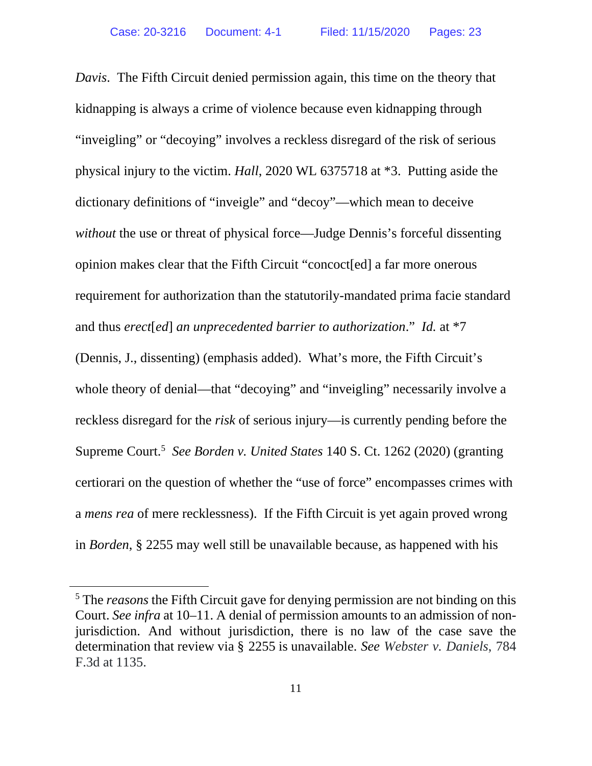*Davis*. The Fifth Circuit denied permission again, this time on the theory that kidnapping is always a crime of violence because even kidnapping through "inveigling" or "decoying" involves a reckless disregard of the risk of serious physical injury to the victim. *Hall*, 2020 WL 6375718 at *3. Putting aside the dictionary definitions of "inveigle" and "decoy"—which mean to deceive *without* the use or threat of physical force—Judge Dennis's forceful dissenting opinion makes clear that the Fifth Circuit "concoct[ed] a far more onerous requirement for authorization than the statutorily-mandated prima facie standard and thus *erect*[*ed*] *an unprecedented barrier to authorization*." *Id.* at *7 (Dennis, J., dissenting) (emphasis added). What's more, the Fifth Circuit's whole theory of denial—that "decoying" and "inveigling" necessarily involve a reckless disregard for the *risk* of serious injury—is currently pending before the Supreme Court.[5] *See Borden v. United States* 140 S. Ct. 1262 (2020) (granting certiorari on the question of whether the "use of force" encompasses crimes with a *mens rea* of mere recklessness). If the Fifth Circuit is yet again proved wrong in *Borden*, § 2255 may well still be unavailable because, as happened with his

[5] The *reasons* the Fifth Circuit gave for denying permission are not binding on this Court. *See infra* at 10–11. A denial of permission amounts to an admission of non-jurisdiction. And without jurisdiction, there is no law of the case save the determination that review via § 2255 is unavailable. *See Webster v. Daniels*, 784 F.3d at 1135.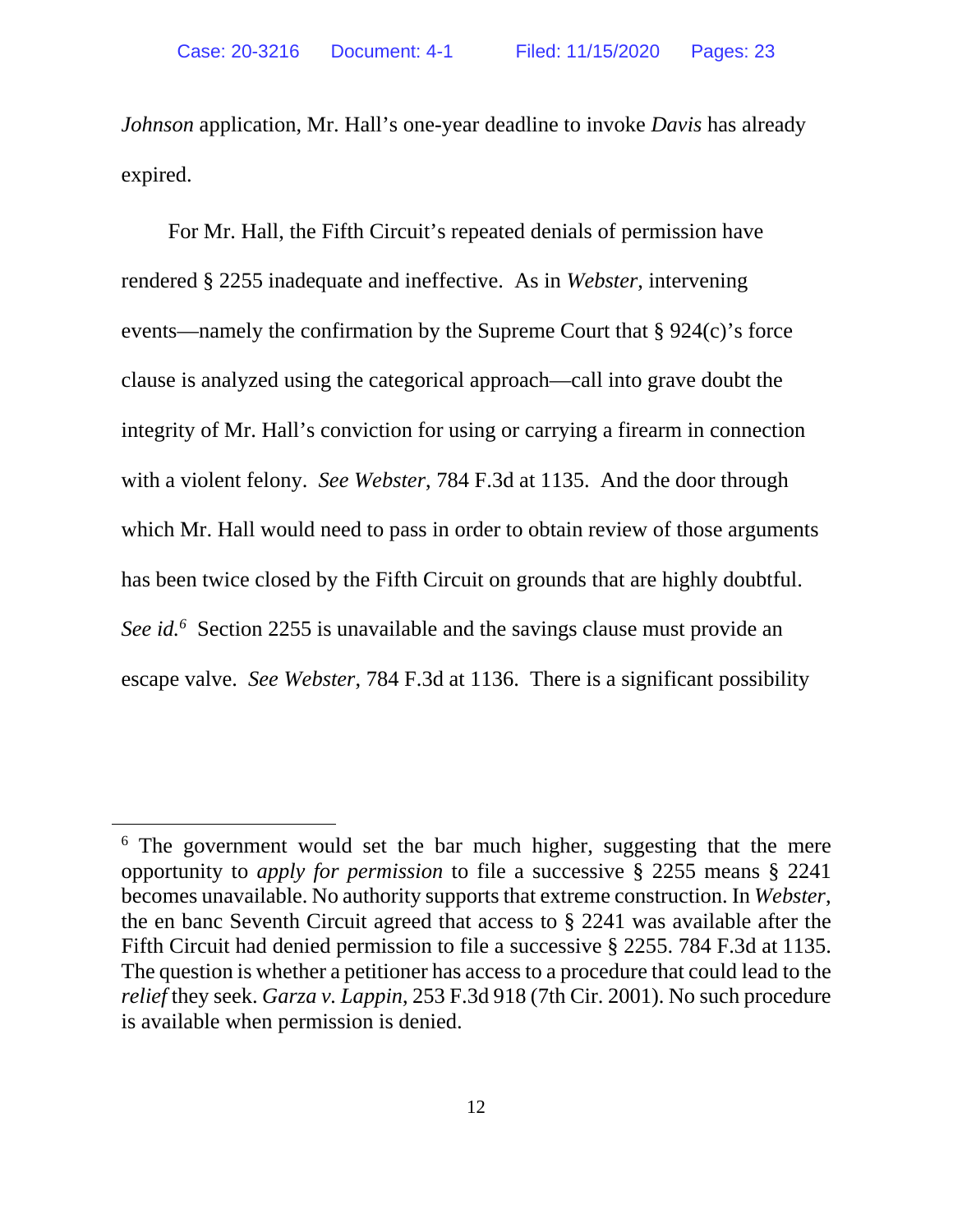*Johnson* application, Mr. Hall's one-year deadline to invoke *Davis* has already expired.

For Mr. Hall, the Fifth Circuit's repeated denials of permission have rendered § 2255 inadequate and ineffective. As in *Webster*, intervening events—namely the confirmation by the Supreme Court that § 924(c)'s force clause is analyzed using the categorical approach—call into grave doubt the integrity of Mr. Hall's conviction for using or carrying a firearm in connection with a violent felony. *See Webster*, 784 F.3d at 1135. And the door through which Mr. Hall would need to pass in order to obtain review of those arguments has been twice closed by the Fifth Circuit on grounds that are highly doubtful. *See id.*[6] Section 2255 is unavailable and the savings clause must provide an escape valve. *See Webster*, 784 F.3d at 1136. There is a significant possibility

---

[6] The government would set the bar much higher, suggesting that the mere opportunity to *apply for permission* to file a successive § 2255 means § 2241 becomes unavailable. No authority supports that extreme construction. In *Webster*, the en banc Seventh Circuit agreed that access to § 2241 was available after the Fifth Circuit had denied permission to file a successive § 2255. 784 F.3d at 1135. The question is whether a petitioner has access to a procedure that could lead to the *relief* they seek. *Garza v. Lappin*, 253 F.3d 918 (7th Cir. 2001). No such procedure is available when permission is denied.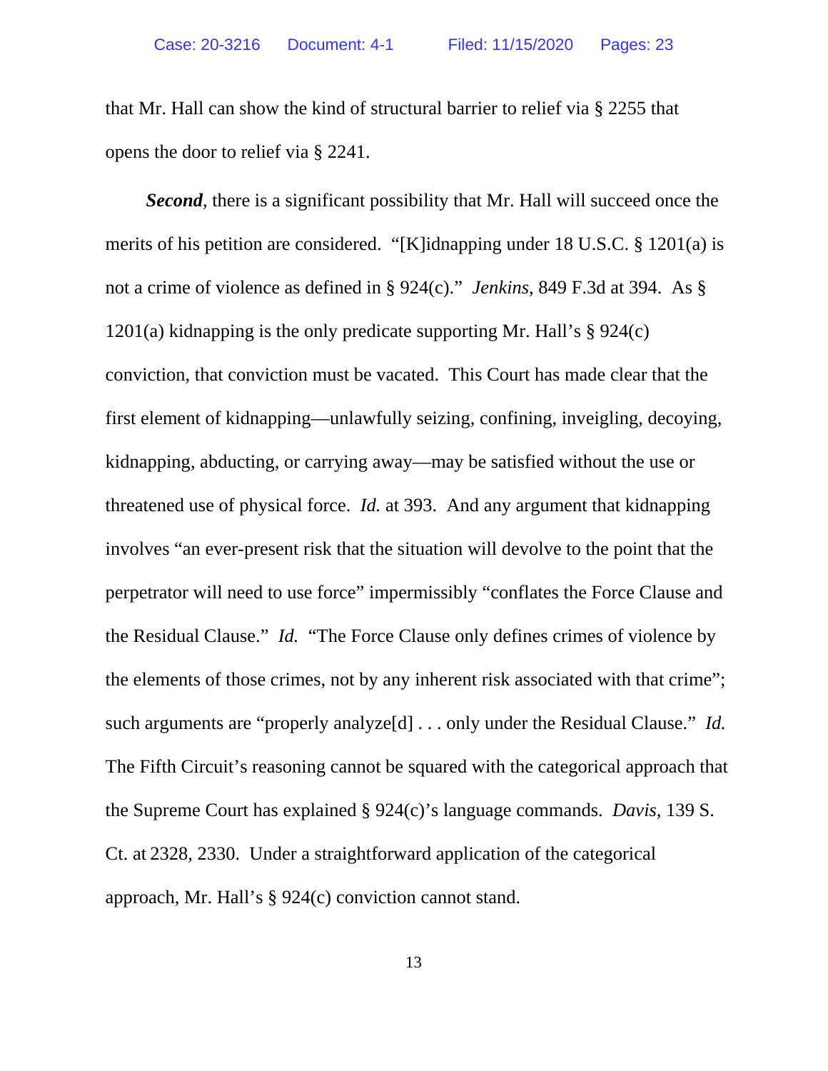that Mr. Hall can show the kind of structural barrier to relief via § 2255 that opens the door to relief via § 2241.

***Second***, there is a significant possibility that Mr. Hall will succeed once the merits of his petition are considered. "[K]idnapping under 18 U.S.C. § 1201(a) is not a crime of violence as defined in § 924(c)." *Jenkins*, 849 F.3d at 394. As § 1201(a) kidnapping is the only predicate supporting Mr. Hall's § 924(c) conviction, that conviction must be vacated. This Court has made clear that the first element of kidnapping—unlawfully seizing, confining, inveigling, decoying, kidnapping, abducting, or carrying away—may be satisfied without the use or threatened use of physical force. *Id.* at 393. And any argument that kidnapping involves "an ever-present risk that the situation will devolve to the point that the perpetrator will need to use force" impermissibly "conflates the Force Clause and the Residual Clause." *Id.* "The Force Clause only defines crimes of violence by the elements of those crimes, not by any inherent risk associated with that crime"; such arguments are "properly analyze[d] . . . only under the Residual Clause." *Id.* The Fifth Circuit's reasoning cannot be squared with the categorical approach that the Supreme Court has explained § 924(c)'s language commands. *Davis*, 139 S. Ct. at 2328, 2330. Under a straightforward application of the categorical approach, Mr. Hall's § 924(c) conviction cannot stand.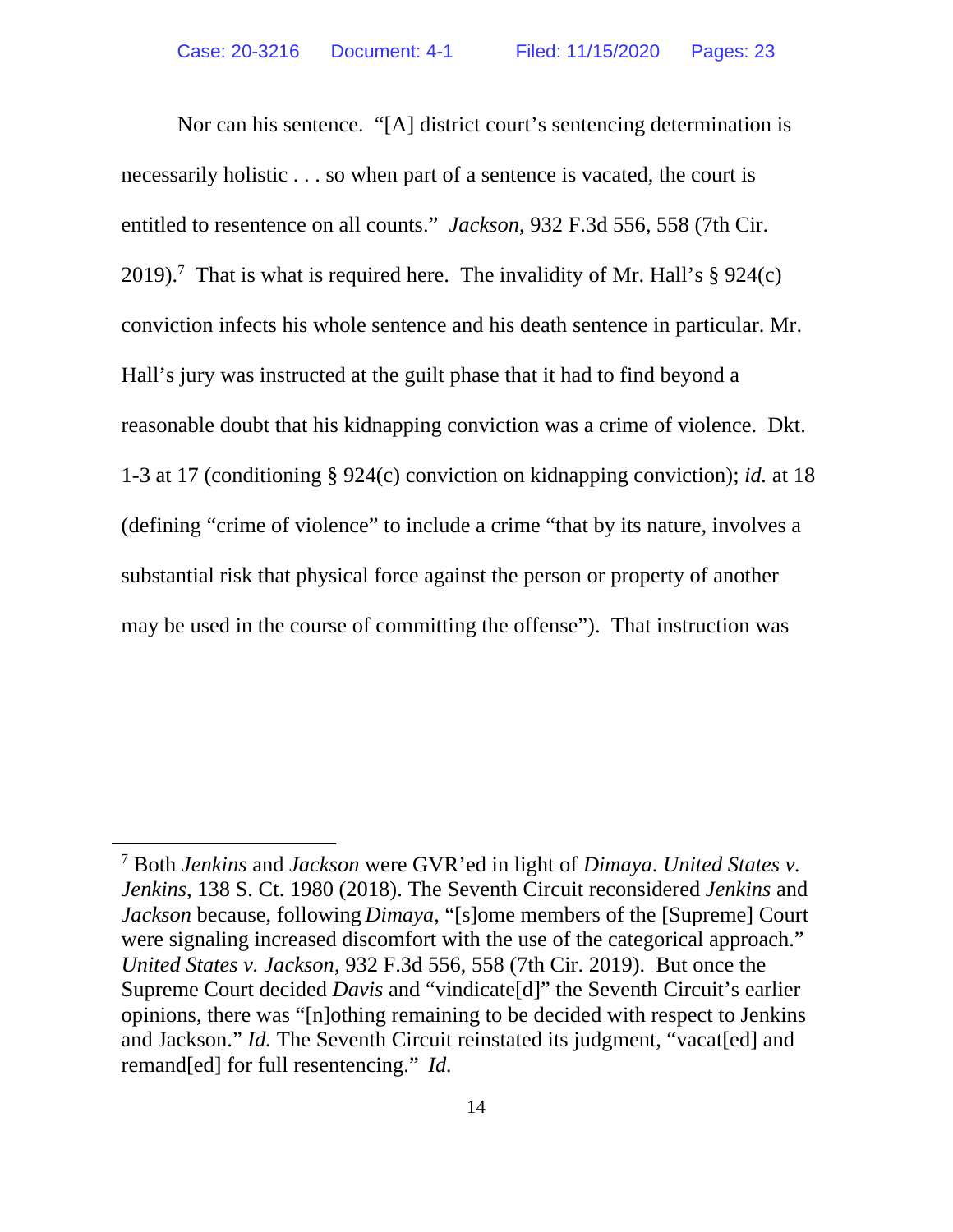Nor can his sentence. "[A] district court's sentencing determination is necessarily holistic . . . so when part of a sentence is vacated, the court is entitled to resentence on all counts." *Jackson*, 932 F.3d 556, 558 (7th Cir. 2019).[7] That is what is required here. The invalidity of Mr. Hall's § 924(c) conviction infects his whole sentence and his death sentence in particular. Mr. Hall's jury was instructed at the guilt phase that it had to find beyond a reasonable doubt that his kidnapping conviction was a crime of violence. Dkt. 1-3 at 17 (conditioning § 924(c) conviction on kidnapping conviction); *id.* at 18 (defining "crime of violence" to include a crime "that by its nature, involves a substantial risk that physical force against the person or property of another may be used in the course of committing the offense"). That instruction was

---

[7] Both *Jenkins* and *Jackson* were GVR'ed in light of *Dimaya*. *United States v. Jenkins*, 138 S. Ct. 1980 (2018). The Seventh Circuit reconsidered *Jenkins* and *Jackson* because, following *Dimaya*, "[s]ome members of the [Supreme] Court were signaling increased discomfort with the use of the categorical approach." *United States v. Jackson*, 932 F.3d 556, 558 (7th Cir. 2019). But once the Supreme Court decided *Davis* and "vindicate[d]" the Seventh Circuit's earlier opinions, there was "[n]othing remaining to be decided with respect to Jenkins and Jackson." *Id.* The Seventh Circuit reinstated its judgment, "vacat[ed] and remand[ed] for full resentencing." *Id.*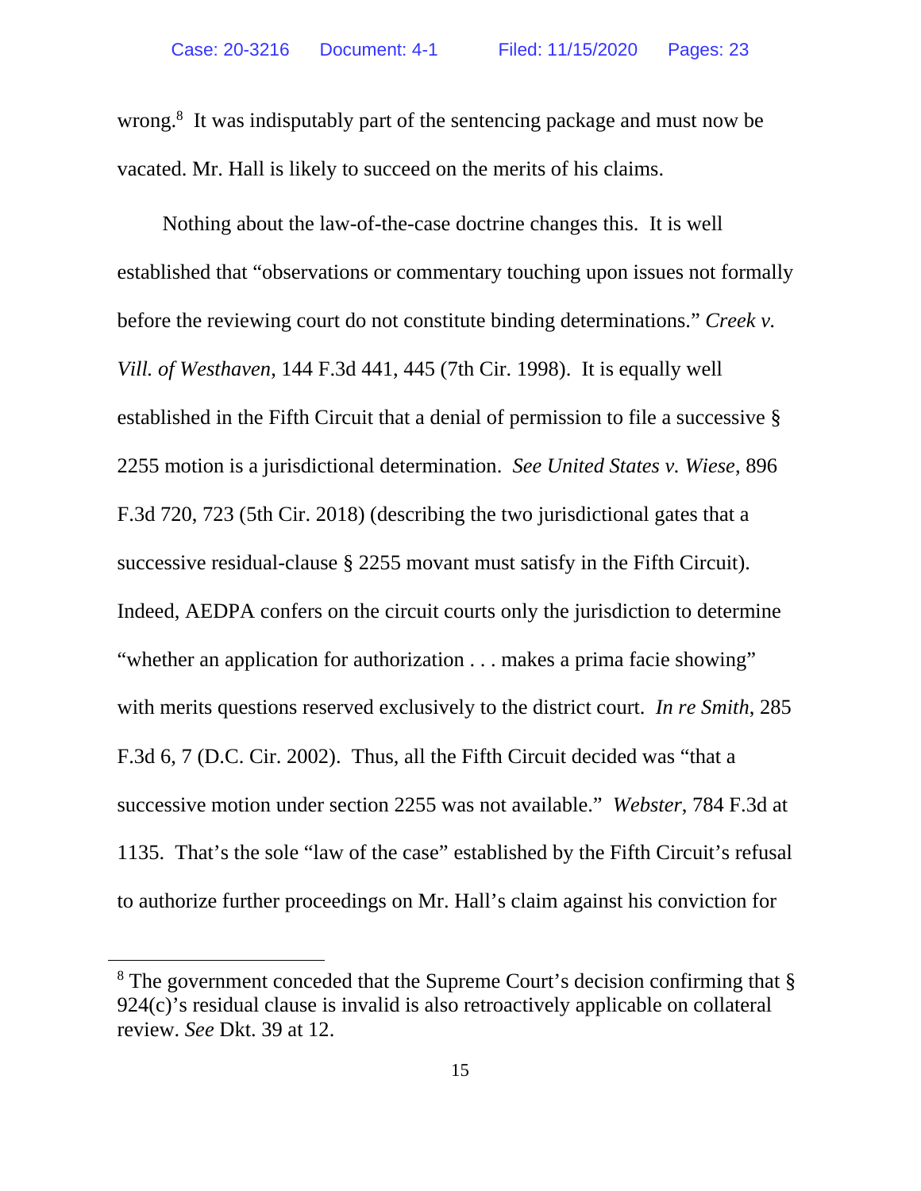wrong.[8] It was indisputably part of the sentencing package and must now be vacated. Mr. Hall is likely to succeed on the merits of his claims.

Nothing about the law-of-the-case doctrine changes this. It is well established that "observations or commentary touching upon issues not formally before the reviewing court do not constitute binding determinations." *Creek v. Vill. of Westhaven*, 144 F.3d 441, 445 (7th Cir. 1998). It is equally well established in the Fifth Circuit that a denial of permission to file a successive § 2255 motion is a jurisdictional determination. *See United States v. Wiese*, 896 F.3d 720, 723 (5th Cir. 2018) (describing the two jurisdictional gates that a successive residual-clause § 2255 movant must satisfy in the Fifth Circuit). Indeed, AEDPA confers on the circuit courts only the jurisdiction to determine "whether an application for authorization . . . makes a prima facie showing" with merits questions reserved exclusively to the district court. *In re Smith*, 285 F.3d 6, 7 (D.C. Cir. 2002). Thus, all the Fifth Circuit decided was "that a successive motion under section 2255 was not available." *Webster*, 784 F.3d at 1135. That's the sole "law of the case" established by the Fifth Circuit's refusal to authorize further proceedings on Mr. Hall's claim against his conviction for

---

[8] The government conceded that the Supreme Court's decision confirming that § 924(c)'s residual clause is invalid is also retroactively applicable on collateral review. *See* Dkt. 39 at 12.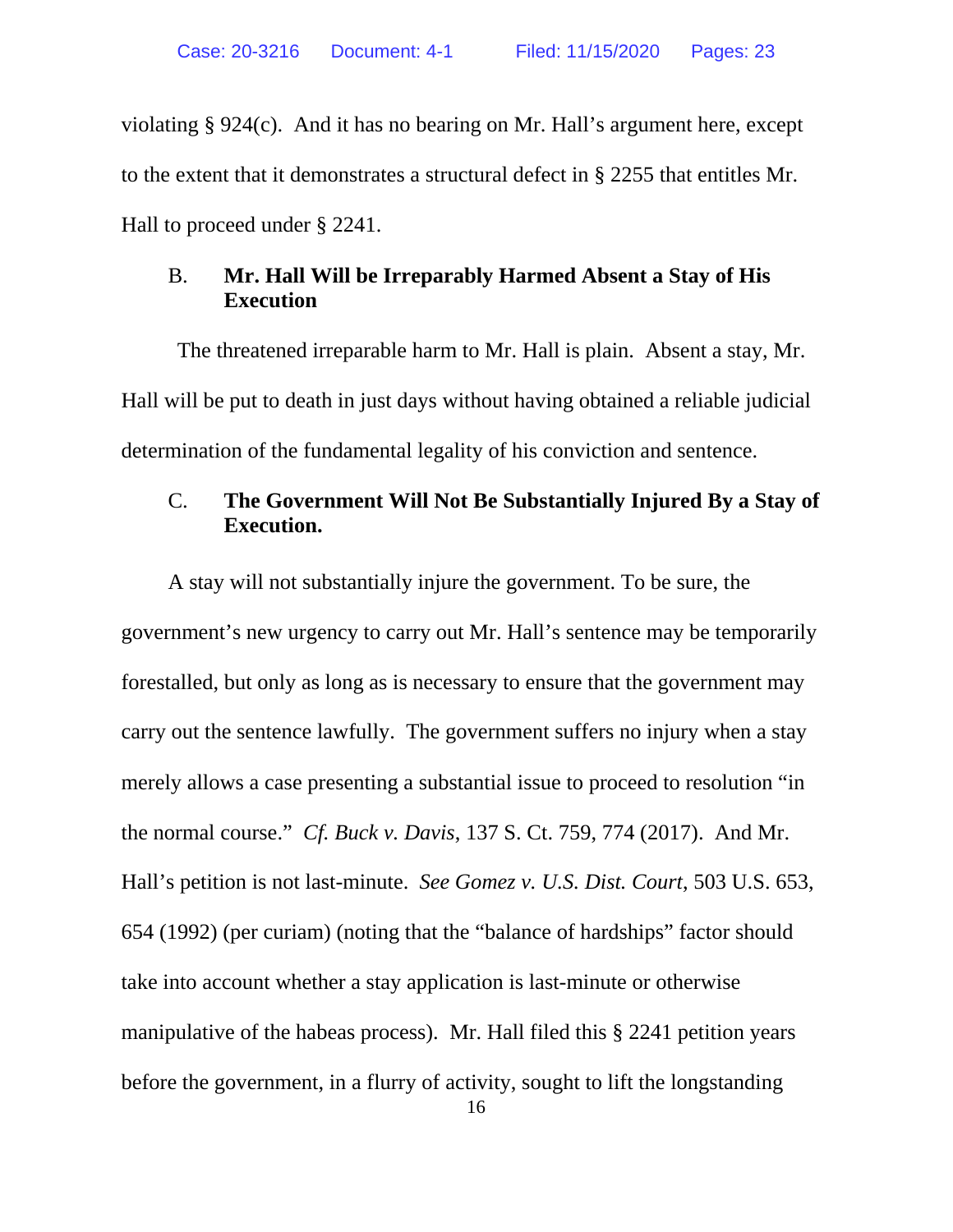violating § 924(c). And it has no bearing on Mr. Hall's argument here, except to the extent that it demonstrates a structural defect in § 2255 that entitles Mr. Hall to proceed under § 2241.

### B. Mr. Hall Will be Irreparably Harmed Absent a Stay of His Execution

The threatened irreparable harm to Mr. Hall is plain. Absent a stay, Mr. Hall will be put to death in just days without having obtained a reliable judicial determination of the fundamental legality of his conviction and sentence.

### C. The Government Will Not Be Substantially Injured By a Stay of Execution.

A stay will not substantially injure the government. To be sure, the government's new urgency to carry out Mr. Hall's sentence may be temporarily forestalled, but only as long as is necessary to ensure that the government may carry out the sentence lawfully. The government suffers no injury when a stay merely allows a case presenting a substantial issue to proceed to resolution "in the normal course." *Cf. Buck v. Davis*, 137 S. Ct. 759, 774 (2017). And Mr. Hall's petition is not last-minute. *See Gomez v. U.S. Dist. Court*, 503 U.S. 653, 654 (1992) (per curiam) (noting that the "balance of hardships" factor should take into account whether a stay application is last-minute or otherwise manipulative of the habeas process). Mr. Hall filed this § 2241 petition years before the government, in a flurry of activity, sought to lift the longstanding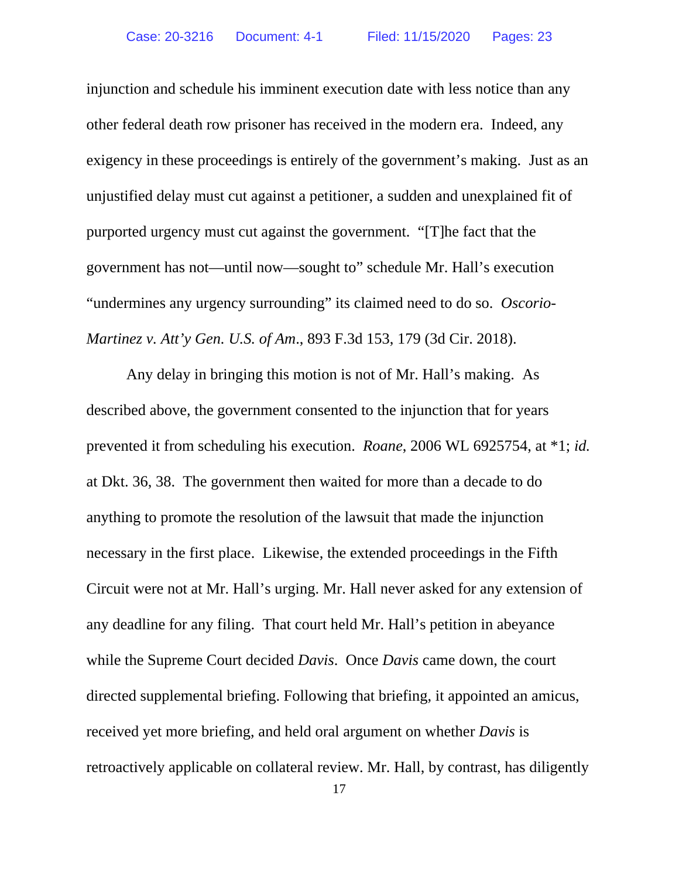injunction and schedule his imminent execution date with less notice than any other federal death row prisoner has received in the modern era. Indeed, any exigency in these proceedings is entirely of the government's making. Just as an unjustified delay must cut against a petitioner, a sudden and unexplained fit of purported urgency must cut against the government. "[T]he fact that the government has not—until now—sought to" schedule Mr. Hall's execution "undermines any urgency surrounding" its claimed need to do so. *Oscorio-Martinez v. Att'y Gen. U.S. of Am.*, 893 F.3d 153, 179 (3d Cir. 2018).

Any delay in bringing this motion is not of Mr. Hall's making. As described above, the government consented to the injunction that for years prevented it from scheduling his execution. *Roane*, 2006 WL 6925754, at *1; *id.* at Dkt. 36, 38. The government then waited for more than a decade to do anything to promote the resolution of the lawsuit that made the injunction necessary in the first place. Likewise, the extended proceedings in the Fifth Circuit were not at Mr. Hall's urging. Mr. Hall never asked for any extension of any deadline for any filing. That court held Mr. Hall's petition in abeyance while the Supreme Court decided *Davis*. Once *Davis* came down, the court directed supplemental briefing. Following that briefing, it appointed an amicus, received yet more briefing, and held oral argument on whether *Davis* is retroactively applicable on collateral review. Mr. Hall, by contrast, has diligently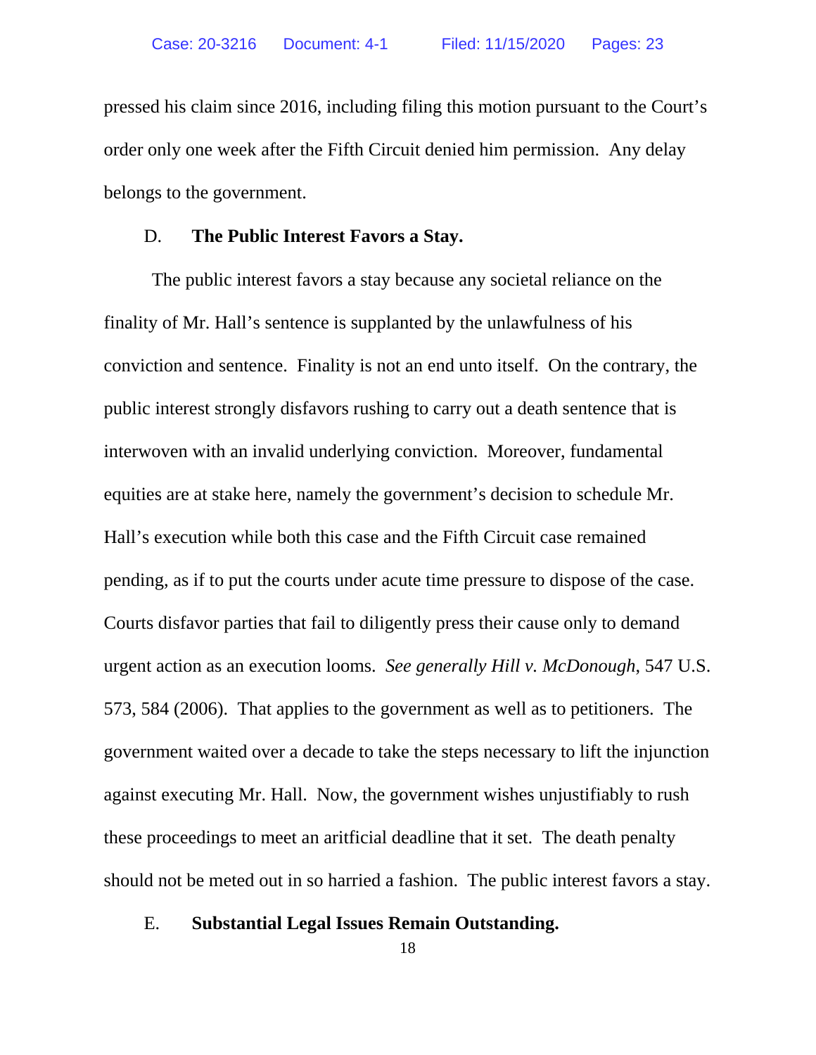pressed his claim since 2016, including filing this motion pursuant to the Court's order only one week after the Fifth Circuit denied him permission. Any delay belongs to the government.

### D. **The Public Interest Favors a Stay.**

The public interest favors a stay because any societal reliance on the finality of Mr. Hall's sentence is supplanted by the unlawfulness of his conviction and sentence. Finality is not an end unto itself. On the contrary, the public interest strongly disfavors rushing to carry out a death sentence that is interwoven with an invalid underlying conviction. Moreover, fundamental equities are at stake here, namely the government's decision to schedule Mr. Hall's execution while both this case and the Fifth Circuit case remained pending, as if to put the courts under acute time pressure to dispose of the case. Courts disfavor parties that fail to diligently press their cause only to demand urgent action as an execution looms. *See generally Hill v. McDonough*, 547 U.S. 573, 584 (2006). That applies to the government as well as to petitioners. The government waited over a decade to take the steps necessary to lift the injunction against executing Mr. Hall. Now, the government wishes unjustifiably to rush these proceedings to meet an aritficial deadline that it set. The death penalty should not be meted out in so harried a fashion. The public interest favors a stay.

### E. **Substantial Legal Issues Remain Outstanding.**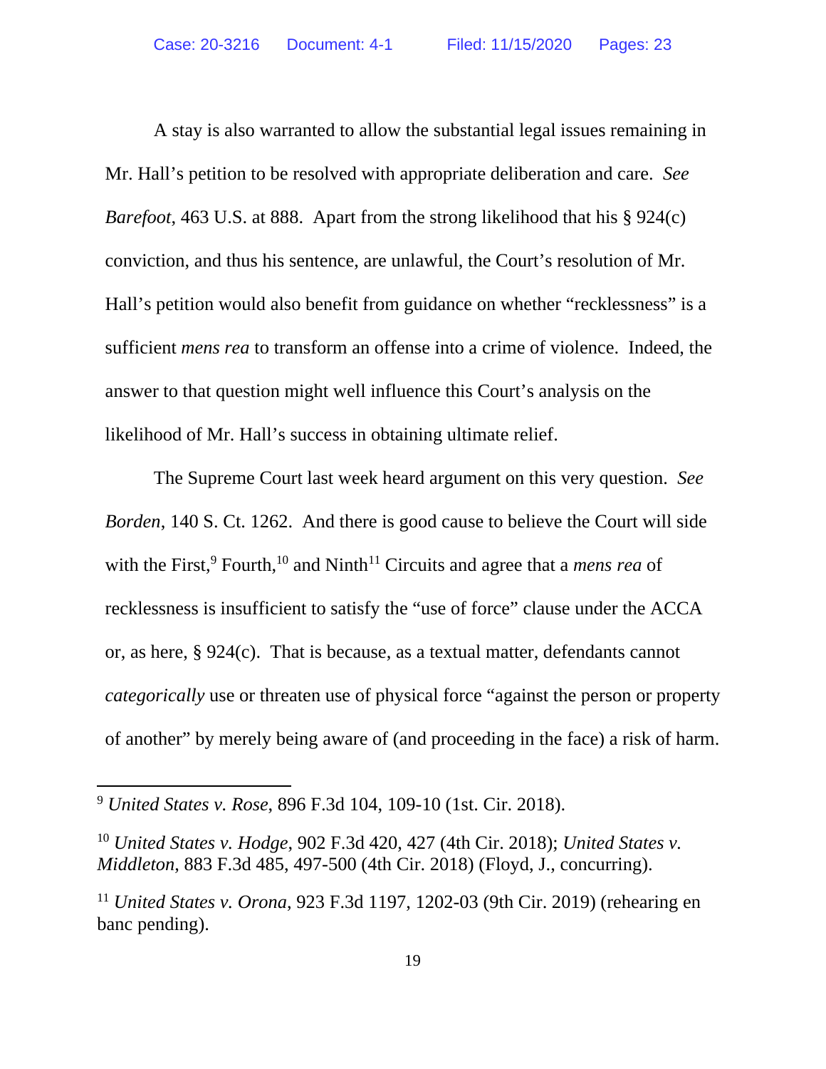A stay is also warranted to allow the substantial legal issues remaining in Mr. Hall's petition to be resolved with appropriate deliberation and care. *See Barefoot*, 463 U.S. at 888. Apart from the strong likelihood that his § 924(c) conviction, and thus his sentence, are unlawful, the Court's resolution of Mr. Hall's petition would also benefit from guidance on whether "recklessness" is a sufficient *mens rea* to transform an offense into a crime of violence. Indeed, the answer to that question might well influence this Court's analysis on the likelihood of Mr. Hall's success in obtaining ultimate relief.

The Supreme Court last week heard argument on this very question. *See Borden*, 140 S. Ct. 1262. And there is good cause to believe the Court will side with the First,[9] Fourth,[10] and Ninth[11] Circuits and agree that a *mens rea* of recklessness is insufficient to satisfy the "use of force" clause under the ACCA or, as here, § 924(c). That is because, as a textual matter, defendants cannot *categorically* use or threaten use of physical force "against the person or property of another" by merely being aware of (and proceeding in the face) a risk of harm.

---

[9] *United States v. Rose*, 896 F.3d 104, 109-10 (1st. Cir. 2018).

[10] *United States v. Hodge*, 902 F.3d 420, 427 (4th Cir. 2018); *United States v. Middleton*, 883 F.3d 485, 497-500 (4th Cir. 2018) (Floyd, J., concurring).

[11] *United States v. Orona*, 923 F.3d 1197, 1202-03 (9th Cir. 2019) (rehearing en banc pending).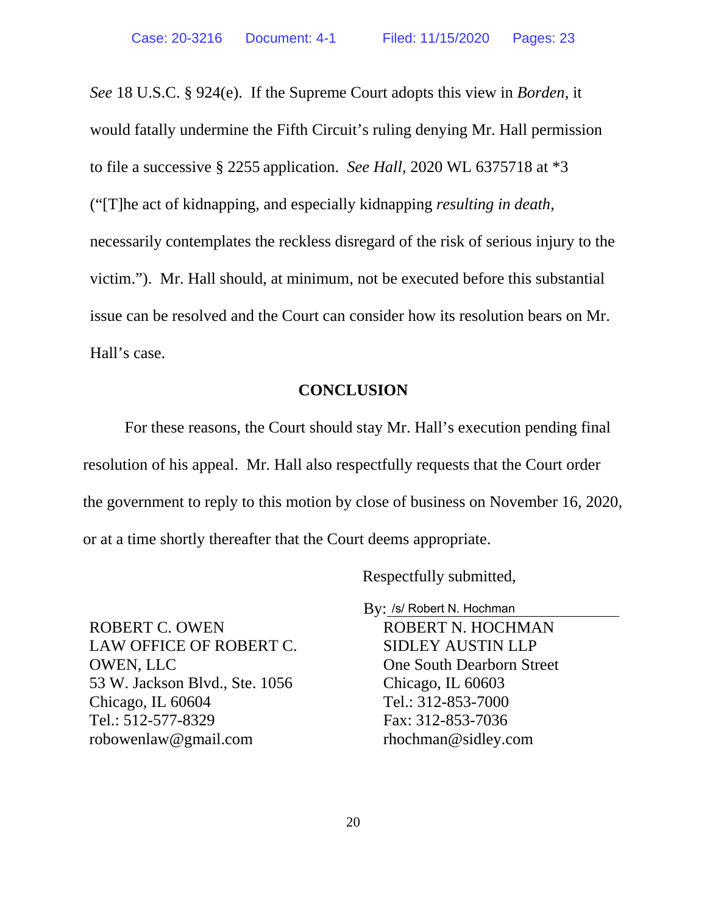*See* 18 U.S.C. § 924(e). If the Supreme Court adopts this view in *Borden*, it would fatally undermine the Fifth Circuit's ruling denying Mr. Hall permission to file a successive § 2255 application. *See Hall*, 2020 WL 6375718 at *3 ("[T]he act of kidnapping, and especially kidnapping *resulting in death*, necessarily contemplates the reckless disregard of the risk of serious injury to the victim."). Mr. Hall should, at minimum, not be executed before this substantial issue can be resolved and the Court can consider how its resolution bears on Mr. Hall's case.

## CONCLUSION

For these reasons, the Court should stay Mr. Hall's execution pending final resolution of his appeal. Mr. Hall also respectfully requests that the Court order the government to reply to this motion by close of business on November 16, 2020, or at a time shortly thereafter that the Court deems appropriate.

Respectfully submitted,

By: /s/ Robert N. Hochman

ROBERT N. HOCHMAN
SIDLEY AUSTIN LLP
One South Dearborn Street
Chicago, IL 60603
Tel.: 312-853-7000
Fax: 312-853-7036
rhochman@sidley.com

ROBERT C. OWEN
LAW OFFICE OF ROBERT C. OWEN, LLC
53 W. Jackson Blvd., Ste. 1056
Chicago, IL 60604
Tel.: 512-577-8329
robowenlaw@gmail.com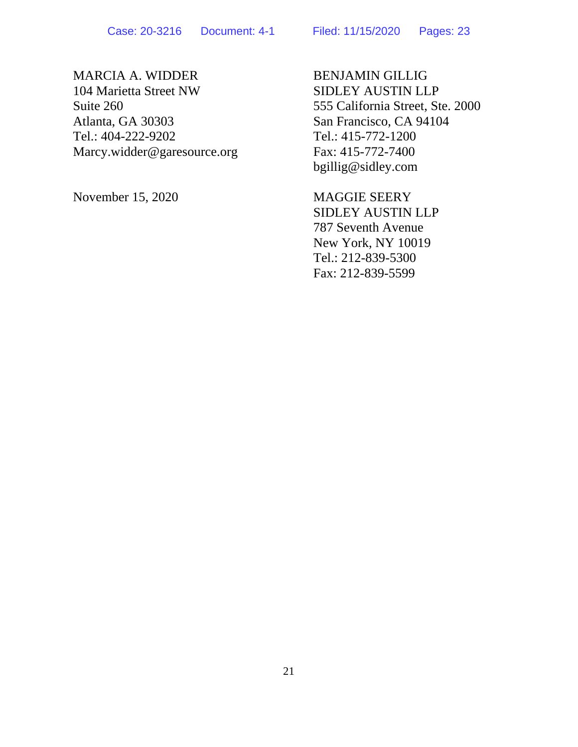MARCIA A. WIDDER
104 Marietta Street NW
Suite 260
Atlanta, GA 30303
Tel.: 404-222-9202
Marcy.widder@garesource.org

November 15, 2020

BENJAMIN GILLIG
SIDLEY AUSTIN LLP
555 California Street, Ste. 2000
San Francisco, CA 94104
Tel.: 415-772-1200
Fax: 415-772-7400
bgillig@sidley.com

MAGGIE SEERY
SIDLEY AUSTIN LLP
787 Seventh Avenue
New York, NY 10019
Tel.: 212-839-5300
Fax: 212-839-5599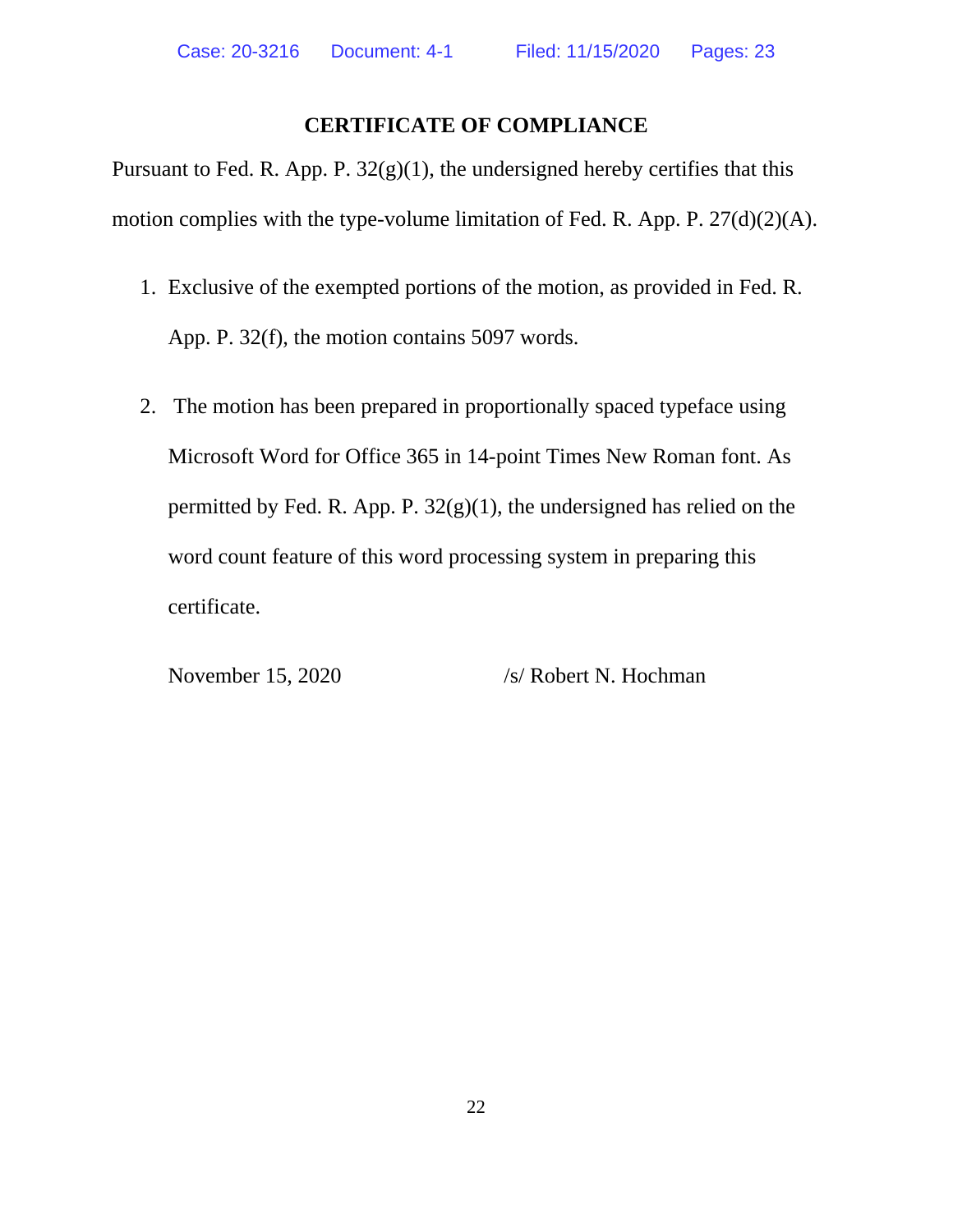## CERTIFICATE OF COMPLIANCE

Pursuant to Fed. R. App. P. 32(g)(1), the undersigned hereby certifies that this motion complies with the type-volume limitation of Fed. R. App. P. 27(d)(2)(A).

1. Exclusive of the exempted portions of the motion, as provided in Fed. R. App. P. 32(f), the motion contains 5097 words.

2. The motion has been prepared in proportionally spaced typeface using Microsoft Word for Office 365 in 14-point Times New Roman font. As permitted by Fed. R. App. P. 32(g)(1), the undersigned has relied on the word count feature of this word processing system in preparing this certificate.

November 15, 2020 /s/ Robert N. Hochman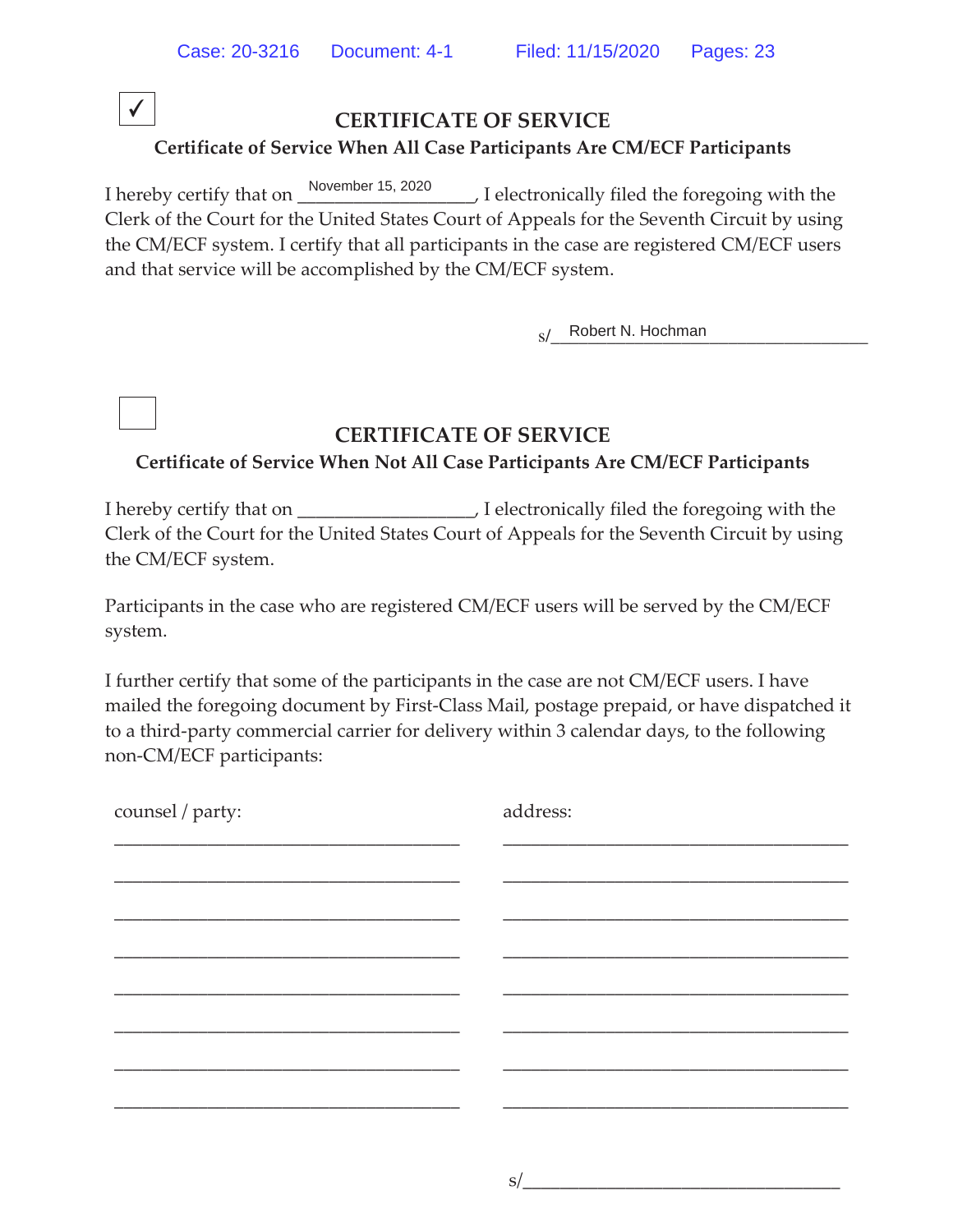☑

## CERTIFICATE OF SERVICE

**Certificate of Service When All Case Participants Are CM/ECF Participants**

I hereby certify that on November 15, 2020, I electronically filed the foregoing with the Clerk of the Court for the United States Court of Appeals for the Seventh Circuit by using the CM/ECF system. I certify that all participants in the case are registered CM/ECF users and that service will be accomplished by the CM/ECF system.

s/ Robert N. Hochman

☐

## CERTIFICATE OF SERVICE

**Certificate of Service When Not All Case Participants Are CM/ECF Participants**

I hereby certify that on ____________________, I electronically filed the foregoing with the Clerk of the Court for the United States Court of Appeals for the Seventh Circuit by using the CM/ECF system.

Participants in the case who are registered CM/ECF users will be served by the CM/ECF system.

I further certify that some of the participants in the case are not CM/ECF users. I have mailed the foregoing document by First-Class Mail, postage prepaid, or have dispatched it to a third-party commercial carrier for delivery within 3 calendar days, to the following non-CM/ECF participants:

| counsel / party: | address: |
| --- | --- |
| | |
| | |
| | |
| | |
| | |
| | |
| | |
| | |

s/____________________________________